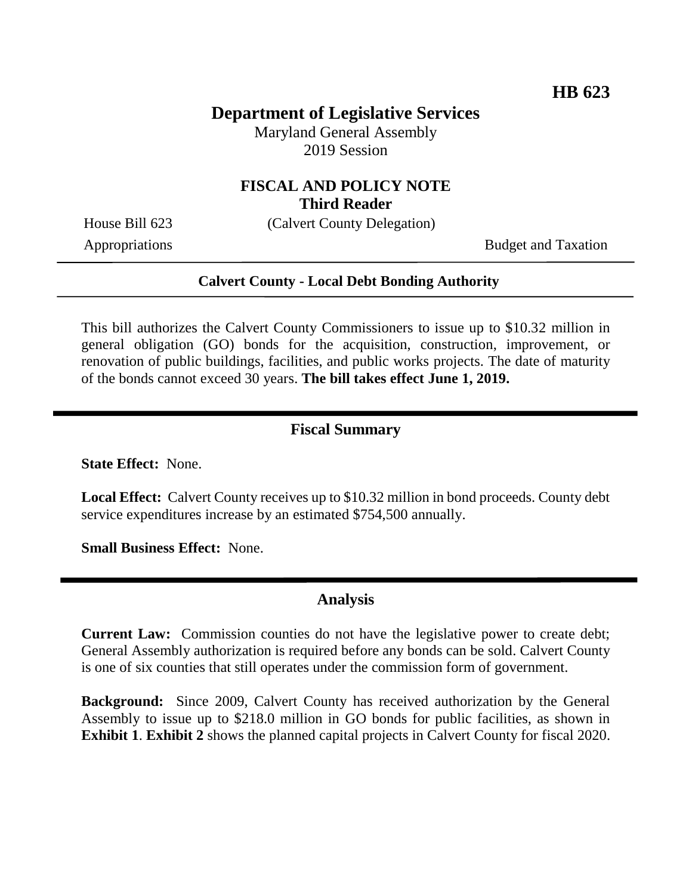**HB 623**

# Department of Legislative Services

Maryland General Assembly
2019 Session

## FISCAL AND POLICY NOTE
**Third Reader**

House Bill 623 (Calvert County Delegation)

Appropriations Budget and Taxation

---

**Calvert County - Local Debt Bonding Authority**

---

This bill authorizes the Calvert County Commissioners to issue up to $10.32 million in general obligation (GO) bonds for the acquisition, construction, improvement, or renovation of public buildings, facilities, and public works projects. The date of maturity of the bonds cannot exceed 30 years. **The bill takes effect June 1, 2019.**

## Fiscal Summary

**State Effect:** None.

**Local Effect:** Calvert County receives up to $10.32 million in bond proceeds. County debt service expenditures increase by an estimated $754,500 annually.

**Small Business Effect:** None.

## Analysis

**Current Law:** Commission counties do not have the legislative power to create debt; General Assembly authorization is required before any bonds can be sold. Calvert County is one of six counties that still operates under the commission form of government.

**Background:** Since 2009, Calvert County has received authorization by the General Assembly to issue up to $218.0 million in GO bonds for public facilities, as shown in **Exhibit 1**. **Exhibit 2** shows the planned capital projects in Calvert County for fiscal 2020.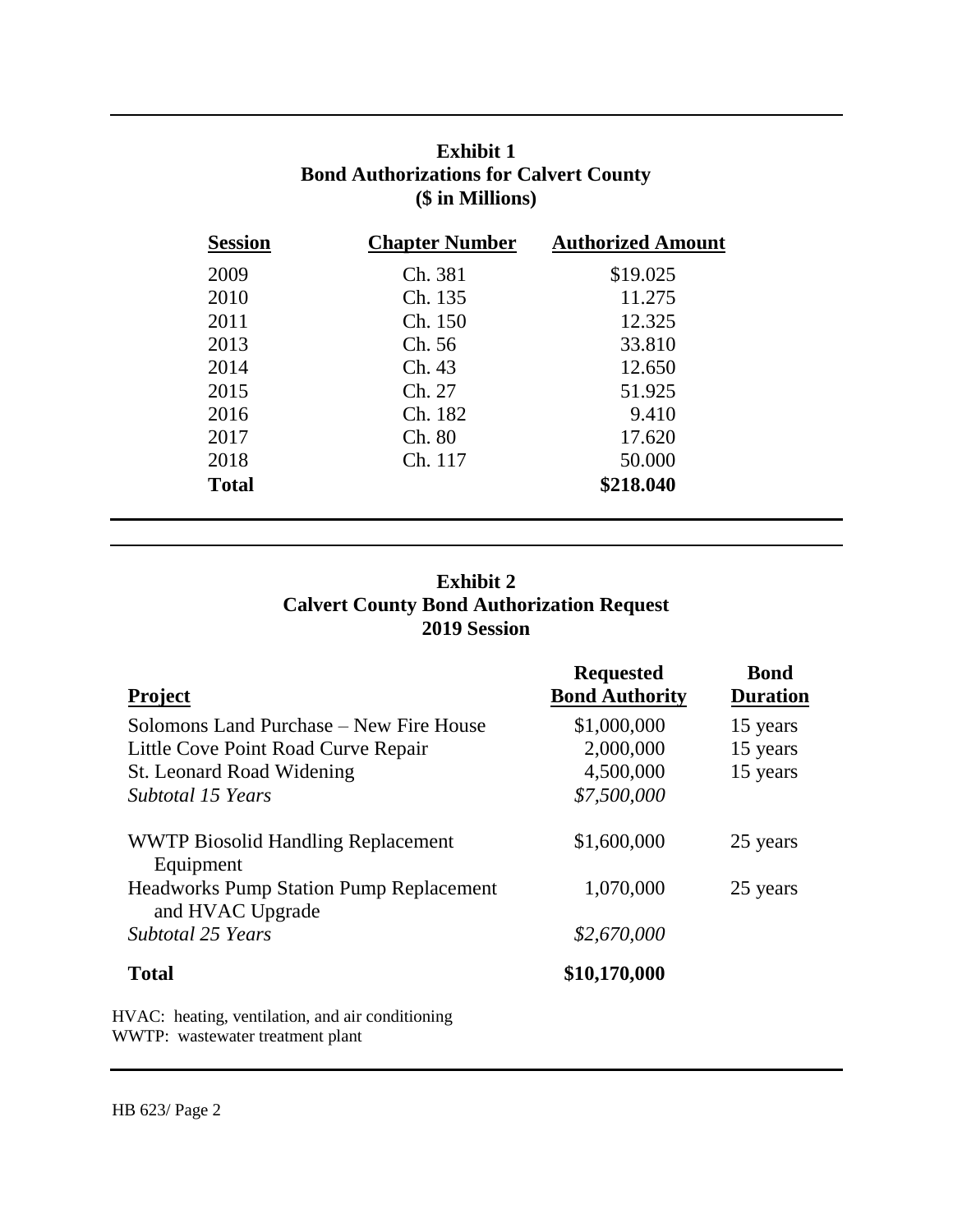**Exhibit 1**
**Bond Authorizations for Calvert County**
**($ in Millions)**

| Session | Chapter Number | Authorized Amount |
|---|---|---|
| 2009 | Ch. 381 | $19.025 |
| 2010 | Ch. 135 | 11.275 |
| 2011 | Ch. 150 | 12.325 |
| 2013 | Ch. 56 | 33.810 |
| 2014 | Ch. 43 | 12.650 |
| 2015 | Ch. 27 | 51.925 |
| 2016 | Ch. 182 | 9.410 |
| 2017 | Ch. 80 | 17.620 |
| 2018 | Ch. 117 | 50.000 |
| **Total** | | **$218.040** |

**Exhibit 2**
**Calvert County Bond Authorization Request**
**2019 Session**

| Project | Requested Bond Authority | Bond Duration |
|---|---|---|
| Solomons Land Purchase – New Fire House | $1,000,000 | 15 years |
| Little Cove Point Road Curve Repair | 2,000,000 | 15 years |
| St. Leonard Road Widening | 4,500,000 | 15 years |
| *Subtotal 15 Years* | *$7,500,000* | |
| WWTP Biosolid Handling Replacement Equipment | $1,600,000 | 25 years |
| Headworks Pump Station Pump Replacement and HVAC Upgrade | 1,070,000 | 25 years |
| *Subtotal 25 Years* | *$2,670,000* | |
| **Total** | **$10,170,000** | |

HVAC: heating, ventilation, and air conditioning
WWTP: wastewater treatment plant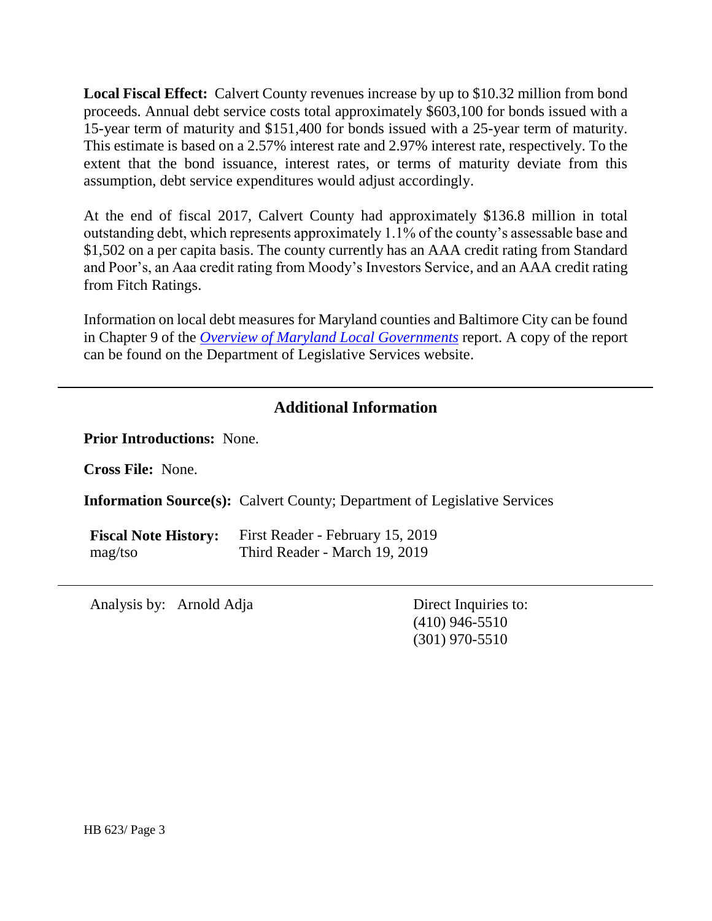**Local Fiscal Effect:** Calvert County revenues increase by up to $10.32 million from bond proceeds. Annual debt service costs total approximately $603,100 for bonds issued with a 15-year term of maturity and $151,400 for bonds issued with a 25-year term of maturity. This estimate is based on a 2.57% interest rate and 2.97% interest rate, respectively. To the extent that the bond issuance, interest rates, or terms of maturity deviate from this assumption, debt service expenditures would adjust accordingly.

At the end of fiscal 2017, Calvert County had approximately $136.8 million in total outstanding debt, which represents approximately 1.1% of the county's assessable base and $1,502 on a per capita basis. The county currently has an AAA credit rating from Standard and Poor's, an Aaa credit rating from Moody's Investors Service, and an AAA credit rating from Fitch Ratings.

Information on local debt measures for Maryland counties and Baltimore City can be found in Chapter 9 of the *Overview of Maryland Local Governments* report. A copy of the report can be found on the Department of Legislative Services website.

## Additional Information

**Prior Introductions:** None.

**Cross File:** None.

**Information Source(s):** Calvert County; Department of Legislative Services

**Fiscal Note History:** First Reader - February 15, 2019
mag/tso Third Reader - March 19, 2019

Analysis by: Arnold Adja

Direct Inquiries to:
(410) 946-5510
(301) 970-5510